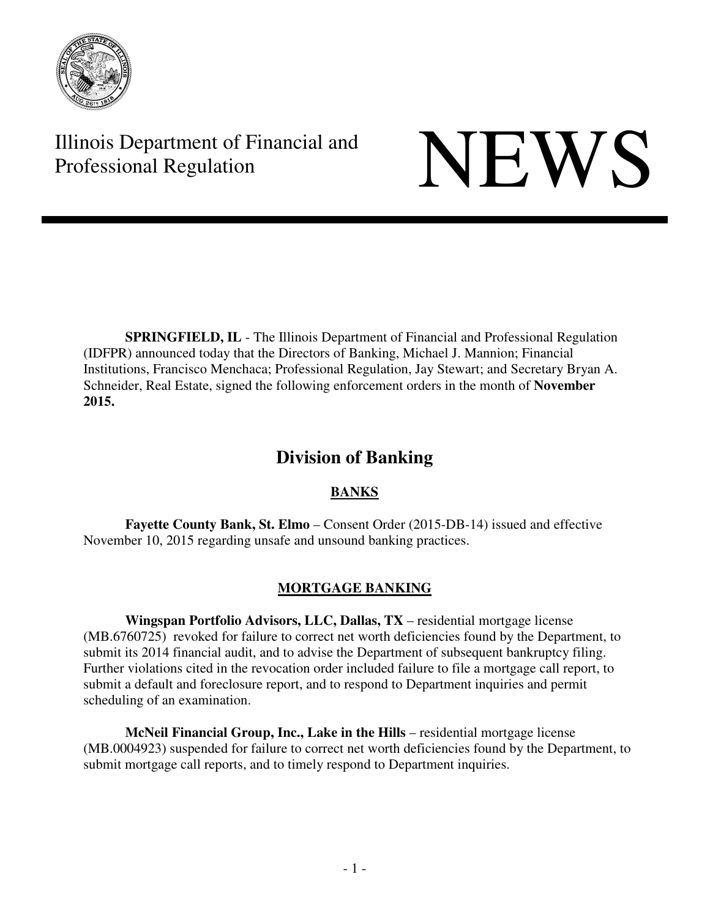Illinois Department of Financial and Professional Regulation

# NEWS

**SPRINGFIELD, IL** - The Illinois Department of Financial and Professional Regulation (IDFPR) announced today that the Directors of Banking, Michael J. Mannion; Financial Institutions, Francisco Menchaca; Professional Regulation, Jay Stewart; and Secretary Bryan A. Schneider, Real Estate, signed the following enforcement orders in the month of **November 2015.**

## Division of Banking

### BANKS

**Fayette County Bank, St. Elmo** – Consent Order (2015-DB-14) issued and effective November 10, 2015 regarding unsafe and unsound banking practices.

### MORTGAGE BANKING

**Wingspan Portfolio Advisors, LLC, Dallas, TX** – residential mortgage license (MB.6760725) revoked for failure to correct net worth deficiencies found by the Department, to submit its 2014 financial audit, and to advise the Department of subsequent bankruptcy filing. Further violations cited in the revocation order included failure to file a mortgage call report, to submit a default and foreclosure report, and to respond to Department inquiries and permit scheduling of an examination.

**McNeil Financial Group, Inc., Lake in the Hills** – residential mortgage license (MB.0004923) suspended for failure to correct net worth deficiencies found by the Department, to submit mortgage call reports, and to timely respond to Department inquiries.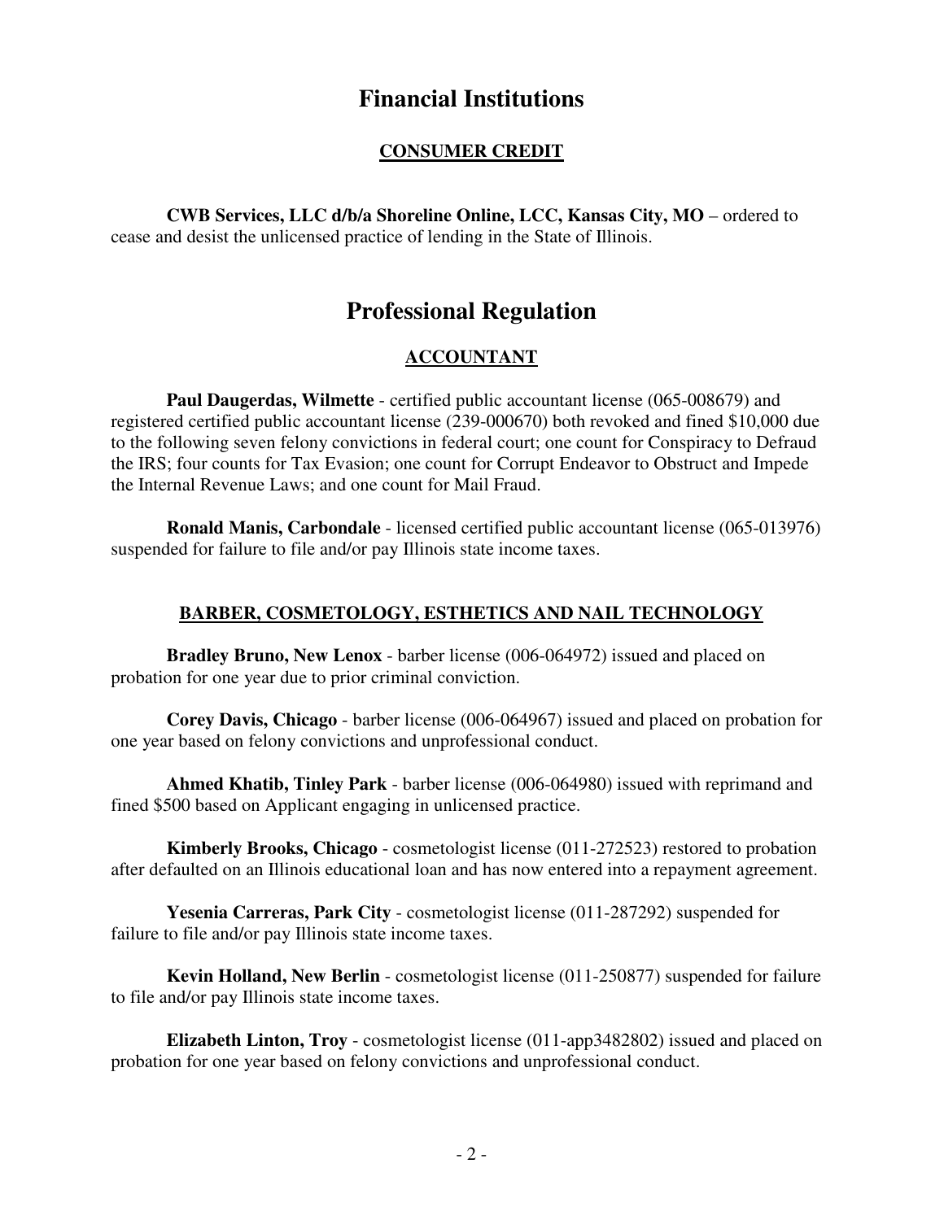# Financial Institutions

## CONSUMER CREDIT

**CWB Services, LLC d/b/a Shoreline Online, LCC, Kansas City, MO** – ordered to cease and desist the unlicensed practice of lending in the State of Illinois.

# Professional Regulation

## ACCOUNTANT

**Paul Daugerdas, Wilmette** - certified public accountant license (065-008679) and registered certified public accountant license (239-000670) both revoked and fined $10,000 due to the following seven felony convictions in federal court; one count for Conspiracy to Defraud the IRS; four counts for Tax Evasion; one count for Corrupt Endeavor to Obstruct and Impede the Internal Revenue Laws; and one count for Mail Fraud.

**Ronald Manis, Carbondale** - licensed certified public accountant license (065-013976) suspended for failure to file and/or pay Illinois state income taxes.

## BARBER, COSMETOLOGY, ESTHETICS AND NAIL TECHNOLOGY

**Bradley Bruno, New Lenox** - barber license (006-064972) issued and placed on probation for one year due to prior criminal conviction.

**Corey Davis, Chicago** - barber license (006-064967) issued and placed on probation for one year based on felony convictions and unprofessional conduct.

**Ahmed Khatib, Tinley Park** - barber license (006-064980) issued with reprimand and fined $500 based on Applicant engaging in unlicensed practice.

**Kimberly Brooks, Chicago** - cosmetologist license (011-272523) restored to probation after defaulted on an Illinois educational loan and has now entered into a repayment agreement.

**Yesenia Carreras, Park City** - cosmetologist license (011-287292) suspended for failure to file and/or pay Illinois state income taxes.

**Kevin Holland, New Berlin** - cosmetologist license (011-250877) suspended for failure to file and/or pay Illinois state income taxes.

**Elizabeth Linton, Troy** - cosmetologist license (011-app3482802) issued and placed on probation for one year based on felony convictions and unprofessional conduct.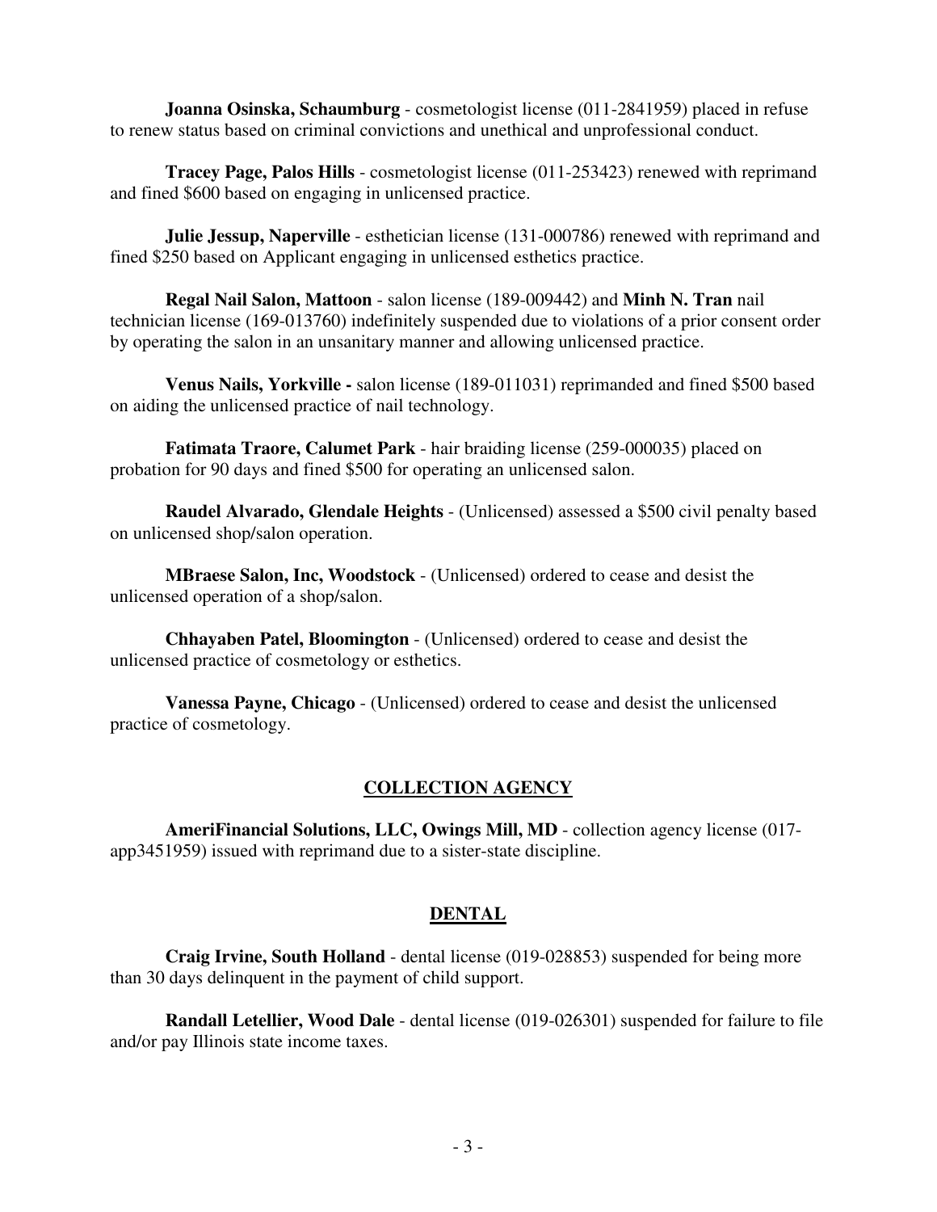**Joanna Osinska, Schaumburg** - cosmetologist license (011-2841959) placed in refuse to renew status based on criminal convictions and unethical and unprofessional conduct.

**Tracey Page, Palos Hills** - cosmetologist license (011-253423) renewed with reprimand and fined $600 based on engaging in unlicensed practice.

**Julie Jessup, Naperville** - esthetician license (131-000786) renewed with reprimand and fined $250 based on Applicant engaging in unlicensed esthetics practice.

**Regal Nail Salon, Mattoon** - salon license (189-009442) and **Minh N. Tran** nail technician license (169-013760) indefinitely suspended due to violations of a prior consent order by operating the salon in an unsanitary manner and allowing unlicensed practice.

**Venus Nails, Yorkville -** salon license (189-011031) reprimanded and fined $500 based on aiding the unlicensed practice of nail technology.

**Fatimata Traore, Calumet Park** - hair braiding license (259-000035) placed on probation for 90 days and fined $500 for operating an unlicensed salon.

**Raudel Alvarado, Glendale Heights** - (Unlicensed) assessed a $500 civil penalty based on unlicensed shop/salon operation.

**MBraese Salon, Inc, Woodstock** - (Unlicensed) ordered to cease and desist the unlicensed operation of a shop/salon.

**Chhayaben Patel, Bloomington** - (Unlicensed) ordered to cease and desist the unlicensed practice of cosmetology or esthetics.

**Vanessa Payne, Chicago** - (Unlicensed) ordered to cease and desist the unlicensed practice of cosmetology.

## COLLECTION AGENCY

**AmeriFinancial Solutions, LLC, Owings Mill, MD** - collection agency license (017-app3451959) issued with reprimand due to a sister-state discipline.

## DENTAL

**Craig Irvine, South Holland** - dental license (019-028853) suspended for being more than 30 days delinquent in the payment of child support.

**Randall Letellier, Wood Dale** - dental license (019-026301) suspended for failure to file and/or pay Illinois state income taxes.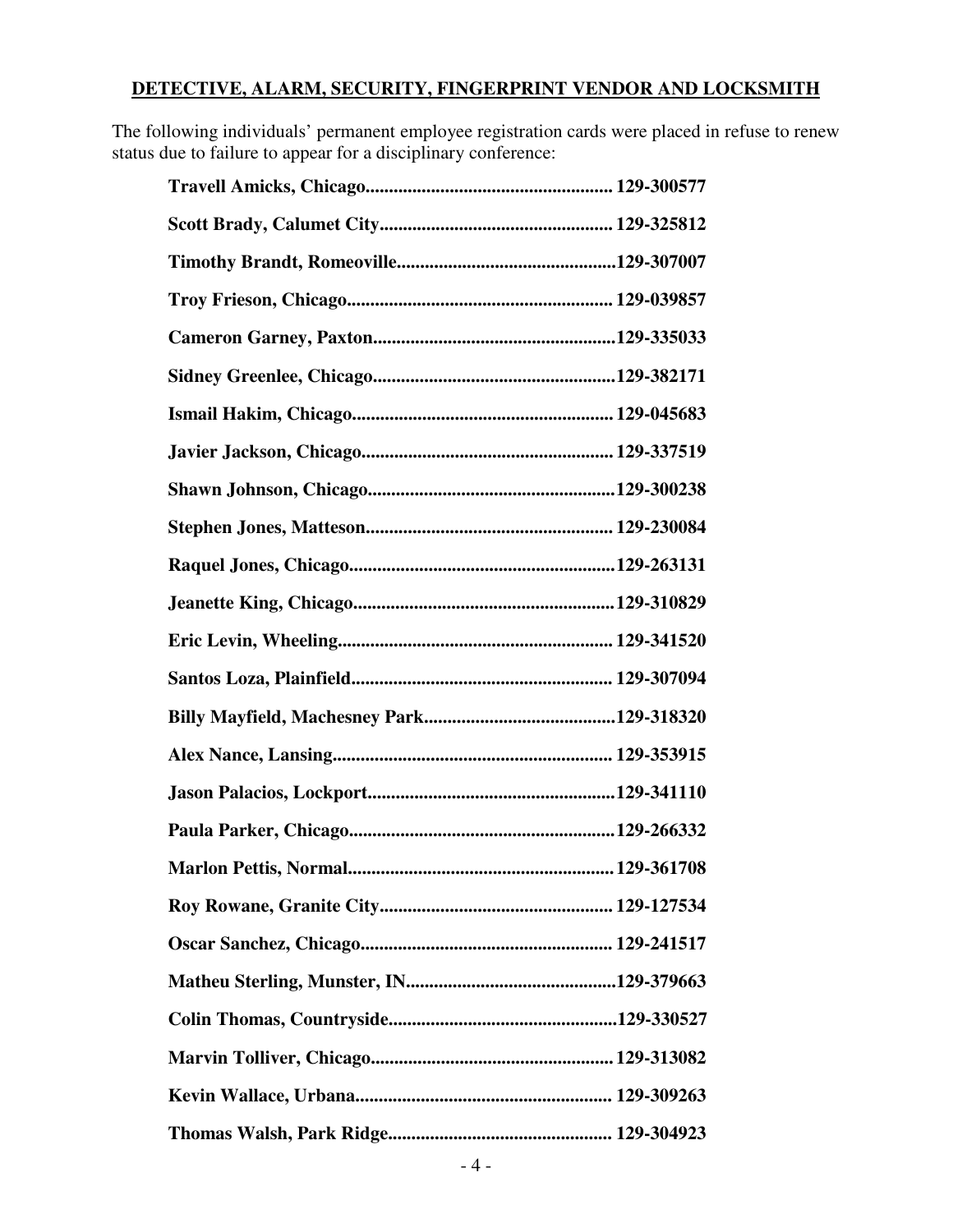## DETECTIVE, ALARM, SECURITY, FINGERPRINT VENDOR AND LOCKSMITH

The following individuals' permanent employee registration cards were placed in refuse to renew status due to failure to appear for a disciplinary conference:

**Travell Amicks, Chicago...................................................... 129-300577**

**Scott Brady, Calumet City.................................................. 129-325812**

**Timothy Brandt, Romeoville...............................................129-307007**

**Troy Frieson, Chicago......................................................... 129-039857**

**Cameron Garney, Paxton....................................................129-335033**

**Sidney Greenlee, Chicago....................................................129-382171**

**Ismail Hakim, Chicago........................................................ 129-045683**

**Javier Jackson, Chicago...................................................... 129-337519**

**Shawn Johnson, Chicago.....................................................129-300238**

**Stephen Jones, Matteson..................................................... 129-230084**

**Raquel Jones, Chicago.........................................................129-263131**

**Jeanette King, Chicago........................................................129-310829**

**Eric Levin, Wheeling........................................................... 129-341520**

**Santos Loza, Plainfield........................................................ 129-307094**

**Billy Mayfield, Machesney Park.........................................129-318320**

**Alex Nance, Lansing............................................................ 129-353915**

**Jason Palacios, Lockport.....................................................129-341110**

**Paula Parker, Chicago.........................................................129-266332**

**Marlon Pettis, Normal.........................................................129-361708**

**Roy Rowane, Granite City.................................................. 129-127534**

**Oscar Sanchez, Chicago...................................................... 129-241517**

**Matheu Sterling, Munster, IN.............................................129-379663**

**Colin Thomas, Countryside.................................................129-330527**

**Marvin Tolliver, Chicago....................................................129-313082**

**Kevin Wallace, Urbana....................................................... 129-309263**

**Thomas Walsh, Park Ridge................................................ 129-304923**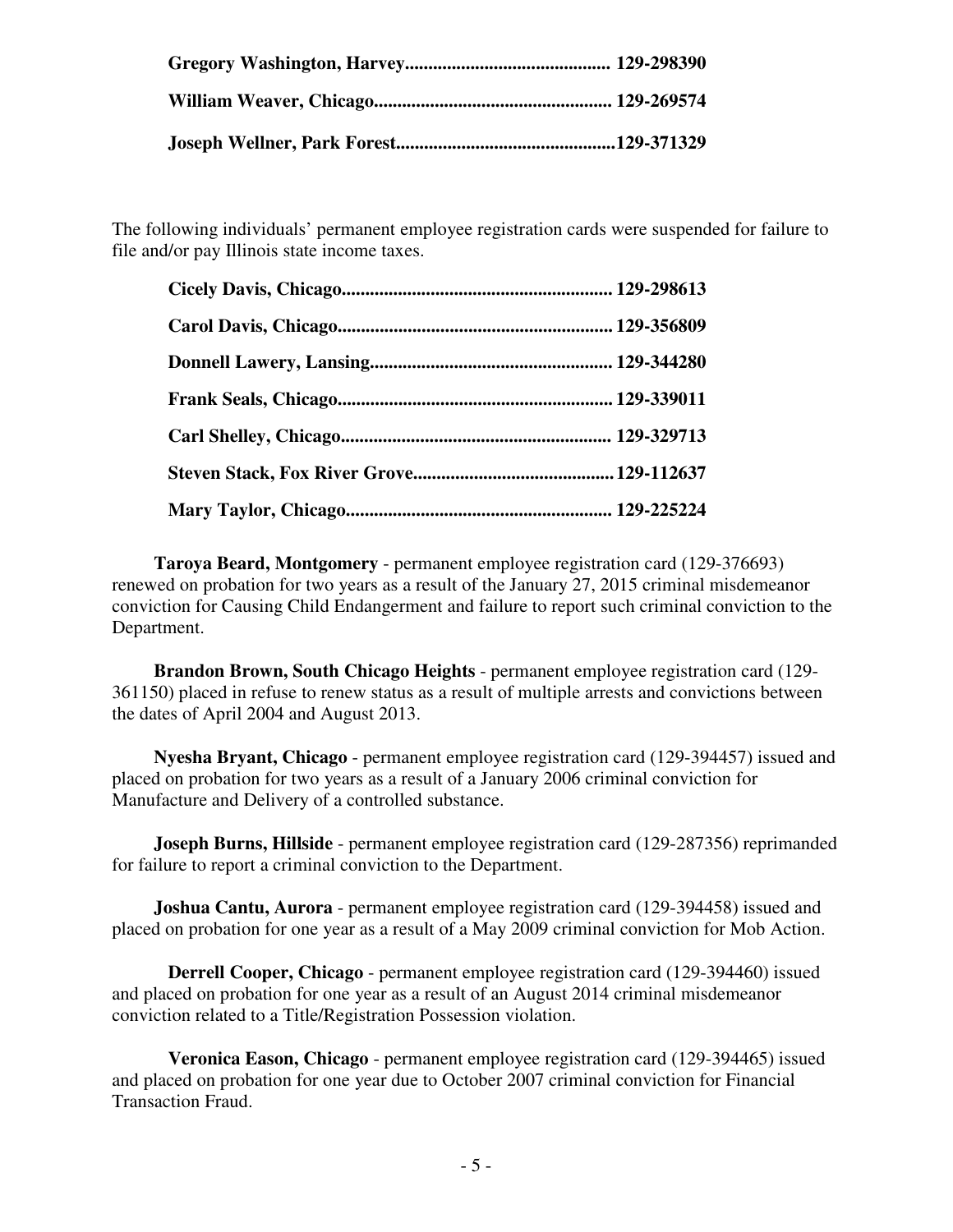**Gregory Washington, Harvey........................................... 129-298390**

**William Weaver, Chicago.................................................. 129-269574**

**Joseph Wellner, Park Forest..............................................129-371329**

The following individuals' permanent employee registration cards were suspended for failure to file and/or pay Illinois state income taxes.

**Cicely Davis, Chicago......................................................... 129-298613**

**Carol Davis, Chicago.......................................................... 129-356809**

**Donnell Lawery, Lansing................................................... 129-344280**

**Frank Seals, Chicago.......................................................... 129-339011**

**Carl Shelley, Chicago......................................................... 129-329713**

**Steven Stack, Fox River Grove.......................................... 129-112637**

**Mary Taylor, Chicago........................................................ 129-225224**

**Taroya Beard, Montgomery** - permanent employee registration card (129-376693) renewed on probation for two years as a result of the January 27, 2015 criminal misdemeanor conviction for Causing Child Endangerment and failure to report such criminal conviction to the Department.

**Brandon Brown, South Chicago Heights** - permanent employee registration card (129-361150) placed in refuse to renew status as a result of multiple arrests and convictions between the dates of April 2004 and August 2013.

**Nyesha Bryant, Chicago** - permanent employee registration card (129-394457) issued and placed on probation for two years as a result of a January 2006 criminal conviction for Manufacture and Delivery of a controlled substance.

**Joseph Burns, Hillside** - permanent employee registration card (129-287356) reprimanded for failure to report a criminal conviction to the Department.

**Joshua Cantu, Aurora** - permanent employee registration card (129-394458) issued and placed on probation for one year as a result of a May 2009 criminal conviction for Mob Action.

**Derrell Cooper, Chicago** - permanent employee registration card (129-394460) issued and placed on probation for one year as a result of an August 2014 criminal misdemeanor conviction related to a Title/Registration Possession violation.

**Veronica Eason, Chicago** - permanent employee registration card (129-394465) issued and placed on probation for one year due to October 2007 criminal conviction for Financial Transaction Fraud.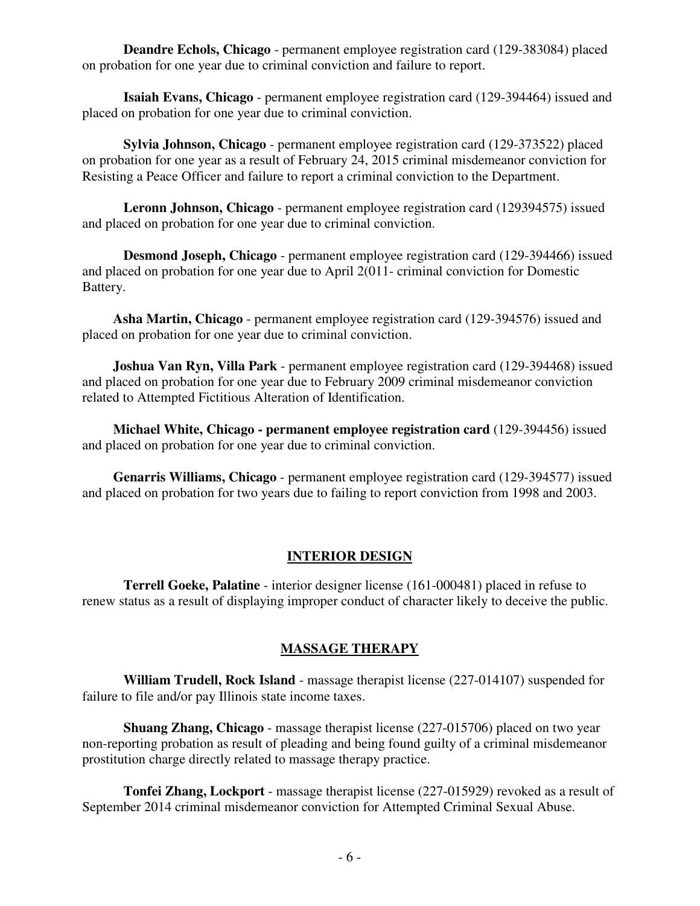**Deandre Echols, Chicago** - permanent employee registration card (129-383084) placed on probation for one year due to criminal conviction and failure to report.

**Isaiah Evans, Chicago** - permanent employee registration card (129-394464) issued and placed on probation for one year due to criminal conviction.

**Sylvia Johnson, Chicago** - permanent employee registration card (129-373522) placed on probation for one year as a result of February 24, 2015 criminal misdemeanor conviction for Resisting a Peace Officer and failure to report a criminal conviction to the Department.

**Leronn Johnson, Chicago** - permanent employee registration card (129394575) issued and placed on probation for one year due to criminal conviction.

**Desmond Joseph, Chicago** - permanent employee registration card (129-394466) issued and placed on probation for one year due to April 2(011- criminal conviction for Domestic Battery.

**Asha Martin, Chicago** - permanent employee registration card (129-394576) issued and placed on probation for one year due to criminal conviction.

**Joshua Van Ryn, Villa Park** - permanent employee registration card (129-394468) issued and placed on probation for one year due to February 2009 criminal misdemeanor conviction related to Attempted Fictitious Alteration of Identification.

**Michael White, Chicago - permanent employee registration card** (129-394456) issued and placed on probation for one year due to criminal conviction.

**Genarris Williams, Chicago** - permanent employee registration card (129-394577) issued and placed on probation for two years due to failing to report conviction from 1998 and 2003.

## INTERIOR DESIGN

**Terrell Goeke, Palatine** - interior designer license (161-000481) placed in refuse to renew status as a result of displaying improper conduct of character likely to deceive the public.

## MASSAGE THERAPY

**William Trudell, Rock Island** - massage therapist license (227-014107) suspended for failure to file and/or pay Illinois state income taxes.

**Shuang Zhang, Chicago** - massage therapist license (227-015706) placed on two year non-reporting probation as result of pleading and being found guilty of a criminal misdemeanor prostitution charge directly related to massage therapy practice.

**Tonfei Zhang, Lockport** - massage therapist license (227-015929) revoked as a result of September 2014 criminal misdemeanor conviction for Attempted Criminal Sexual Abuse.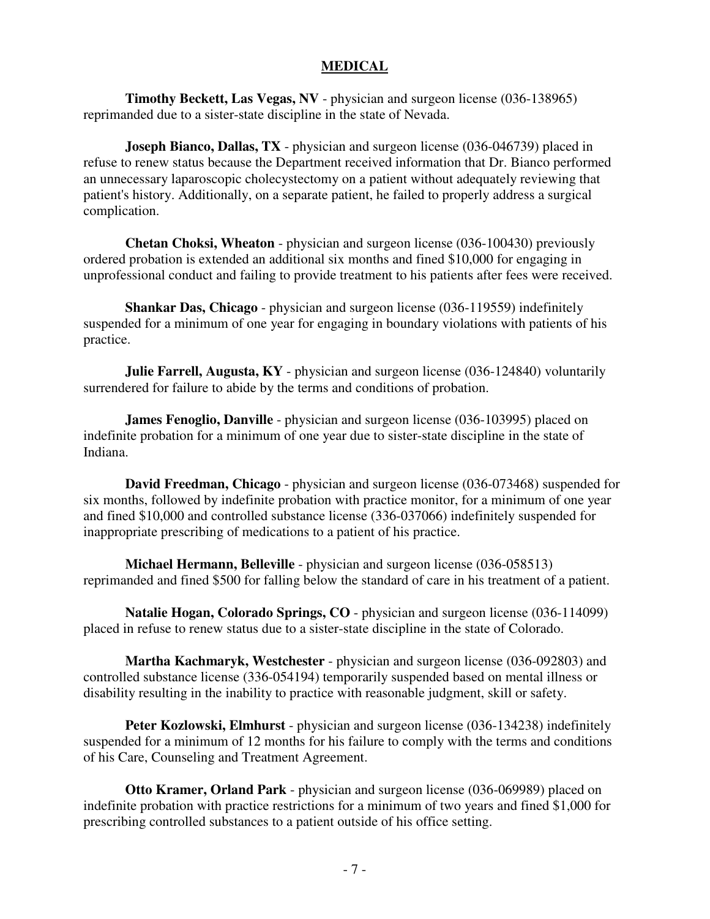## MEDICAL

**Timothy Beckett, Las Vegas, NV** - physician and surgeon license (036-138965) reprimanded due to a sister-state discipline in the state of Nevada.

**Joseph Bianco, Dallas, TX** - physician and surgeon license (036-046739) placed in refuse to renew status because the Department received information that Dr. Bianco performed an unnecessary laparoscopic cholecystectomy on a patient without adequately reviewing that patient's history. Additionally, on a separate patient, he failed to properly address a surgical complication.

**Chetan Choksi, Wheaton** - physician and surgeon license (036-100430) previously ordered probation is extended an additional six months and fined $10,000 for engaging in unprofessional conduct and failing to provide treatment to his patients after fees were received.

**Shankar Das, Chicago** - physician and surgeon license (036-119559) indefinitely suspended for a minimum of one year for engaging in boundary violations with patients of his practice.

**Julie Farrell, Augusta, KY** - physician and surgeon license (036-124840) voluntarily surrendered for failure to abide by the terms and conditions of probation.

**James Fenoglio, Danville** - physician and surgeon license (036-103995) placed on indefinite probation for a minimum of one year due to sister-state discipline in the state of Indiana.

**David Freedman, Chicago** - physician and surgeon license (036-073468) suspended for six months, followed by indefinite probation with practice monitor, for a minimum of one year and fined $10,000 and controlled substance license (336-037066) indefinitely suspended for inappropriate prescribing of medications to a patient of his practice.

**Michael Hermann, Belleville** - physician and surgeon license (036-058513) reprimanded and fined $500 for falling below the standard of care in his treatment of a patient.

**Natalie Hogan, Colorado Springs, CO** - physician and surgeon license (036-114099) placed in refuse to renew status due to a sister-state discipline in the state of Colorado.

**Martha Kachmaryk, Westchester** - physician and surgeon license (036-092803) and controlled substance license (336-054194) temporarily suspended based on mental illness or disability resulting in the inability to practice with reasonable judgment, skill or safety.

**Peter Kozlowski, Elmhurst** - physician and surgeon license (036-134238) indefinitely suspended for a minimum of 12 months for his failure to comply with the terms and conditions of his Care, Counseling and Treatment Agreement.

**Otto Kramer, Orland Park** - physician and surgeon license (036-069989) placed on indefinite probation with practice restrictions for a minimum of two years and fined $1,000 for prescribing controlled substances to a patient outside of his office setting.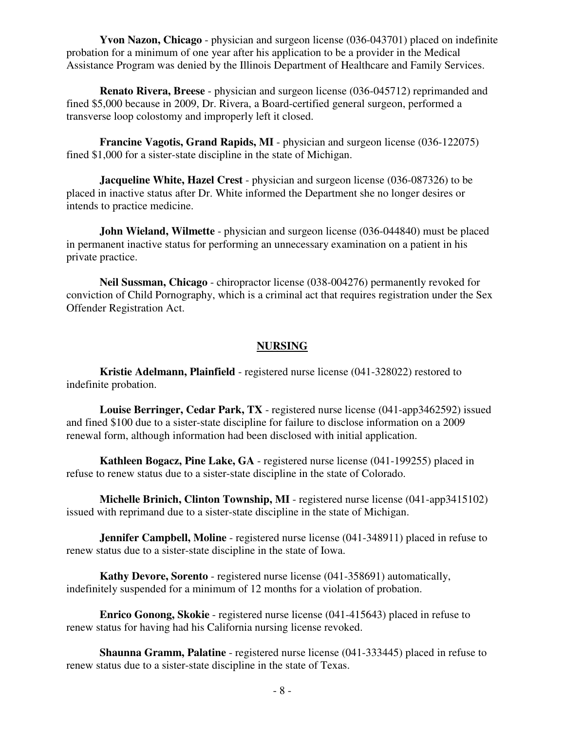**Yvon Nazon, Chicago** - physician and surgeon license (036-043701) placed on indefinite probation for a minimum of one year after his application to be a provider in the Medical Assistance Program was denied by the Illinois Department of Healthcare and Family Services.

**Renato Rivera, Breese** - physician and surgeon license (036-045712) reprimanded and fined $5,000 because in 2009, Dr. Rivera, a Board-certified general surgeon, performed a transverse loop colostomy and improperly left it closed.

**Francine Vagotis, Grand Rapids, MI** - physician and surgeon license (036-122075) fined $1,000 for a sister-state discipline in the state of Michigan.

**Jacqueline White, Hazel Crest** - physician and surgeon license (036-087326) to be placed in inactive status after Dr. White informed the Department she no longer desires or intends to practice medicine.

**John Wieland, Wilmette** - physician and surgeon license (036-044840) must be placed in permanent inactive status for performing an unnecessary examination on a patient in his private practice.

**Neil Sussman, Chicago** - chiropractor license (038-004276) permanently revoked for conviction of Child Pornography, which is a criminal act that requires registration under the Sex Offender Registration Act.

## NURSING

**Kristie Adelmann, Plainfield** - registered nurse license (041-328022) restored to indefinite probation.

**Louise Berringer, Cedar Park, TX** - registered nurse license (041-app3462592) issued and fined $100 due to a sister-state discipline for failure to disclose information on a 2009 renewal form, although information had been disclosed with initial application.

**Kathleen Bogacz, Pine Lake, GA** - registered nurse license (041-199255) placed in refuse to renew status due to a sister-state discipline in the state of Colorado.

**Michelle Brinich, Clinton Township, MI** - registered nurse license (041-app3415102) issued with reprimand due to a sister-state discipline in the state of Michigan.

**Jennifer Campbell, Moline** - registered nurse license (041-348911) placed in refuse to renew status due to a sister-state discipline in the state of Iowa.

**Kathy Devore, Sorento** - registered nurse license (041-358691) automatically, indefinitely suspended for a minimum of 12 months for a violation of probation.

**Enrico Gonong, Skokie** - registered nurse license (041-415643) placed in refuse to renew status for having had his California nursing license revoked.

**Shaunna Gramm, Palatine** - registered nurse license (041-333445) placed in refuse to renew status due to a sister-state discipline in the state of Texas.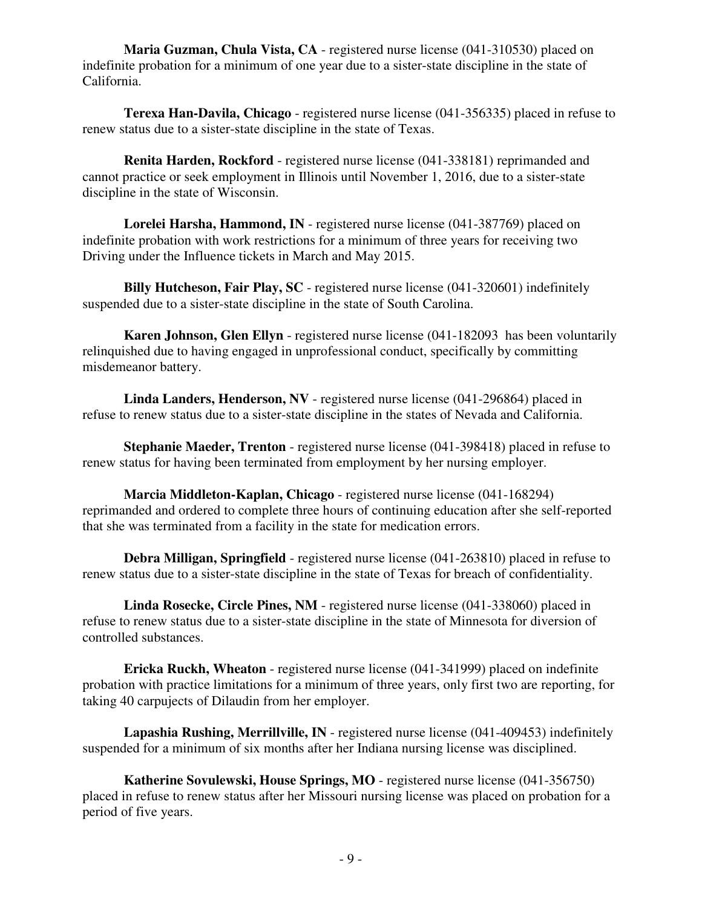**Maria Guzman, Chula Vista, CA** - registered nurse license (041-310530) placed on indefinite probation for a minimum of one year due to a sister-state discipline in the state of California.

**Terexa Han-Davila, Chicago** - registered nurse license (041-356335) placed in refuse to renew status due to a sister-state discipline in the state of Texas.

**Renita Harden, Rockford** - registered nurse license (041-338181) reprimanded and cannot practice or seek employment in Illinois until November 1, 2016, due to a sister-state discipline in the state of Wisconsin.

**Lorelei Harsha, Hammond, IN** - registered nurse license (041-387769) placed on indefinite probation with work restrictions for a minimum of three years for receiving two Driving under the Influence tickets in March and May 2015.

**Billy Hutcheson, Fair Play, SC** - registered nurse license (041-320601) indefinitely suspended due to a sister-state discipline in the state of South Carolina.

**Karen Johnson, Glen Ellyn** - registered nurse license (041-182093 has been voluntarily relinquished due to having engaged in unprofessional conduct, specifically by committing misdemeanor battery.

**Linda Landers, Henderson, NV** - registered nurse license (041-296864) placed in refuse to renew status due to a sister-state discipline in the states of Nevada and California.

**Stephanie Maeder, Trenton** - registered nurse license (041-398418) placed in refuse to renew status for having been terminated from employment by her nursing employer.

**Marcia Middleton-Kaplan, Chicago** - registered nurse license (041-168294) reprimanded and ordered to complete three hours of continuing education after she self-reported that she was terminated from a facility in the state for medication errors.

**Debra Milligan, Springfield** - registered nurse license (041-263810) placed in refuse to renew status due to a sister-state discipline in the state of Texas for breach of confidentiality.

**Linda Rosecke, Circle Pines, NM** - registered nurse license (041-338060) placed in refuse to renew status due to a sister-state discipline in the state of Minnesota for diversion of controlled substances.

**Ericka Ruckh, Wheaton** - registered nurse license (041-341999) placed on indefinite probation with practice limitations for a minimum of three years, only first two are reporting, for taking 40 carpujects of Dilaudin from her employer.

**Lapashia Rushing, Merrillville, IN** - registered nurse license (041-409453) indefinitely suspended for a minimum of six months after her Indiana nursing license was disciplined.

**Katherine Sovulewski, House Springs, MO** - registered nurse license (041-356750) placed in refuse to renew status after her Missouri nursing license was placed on probation for a period of five years.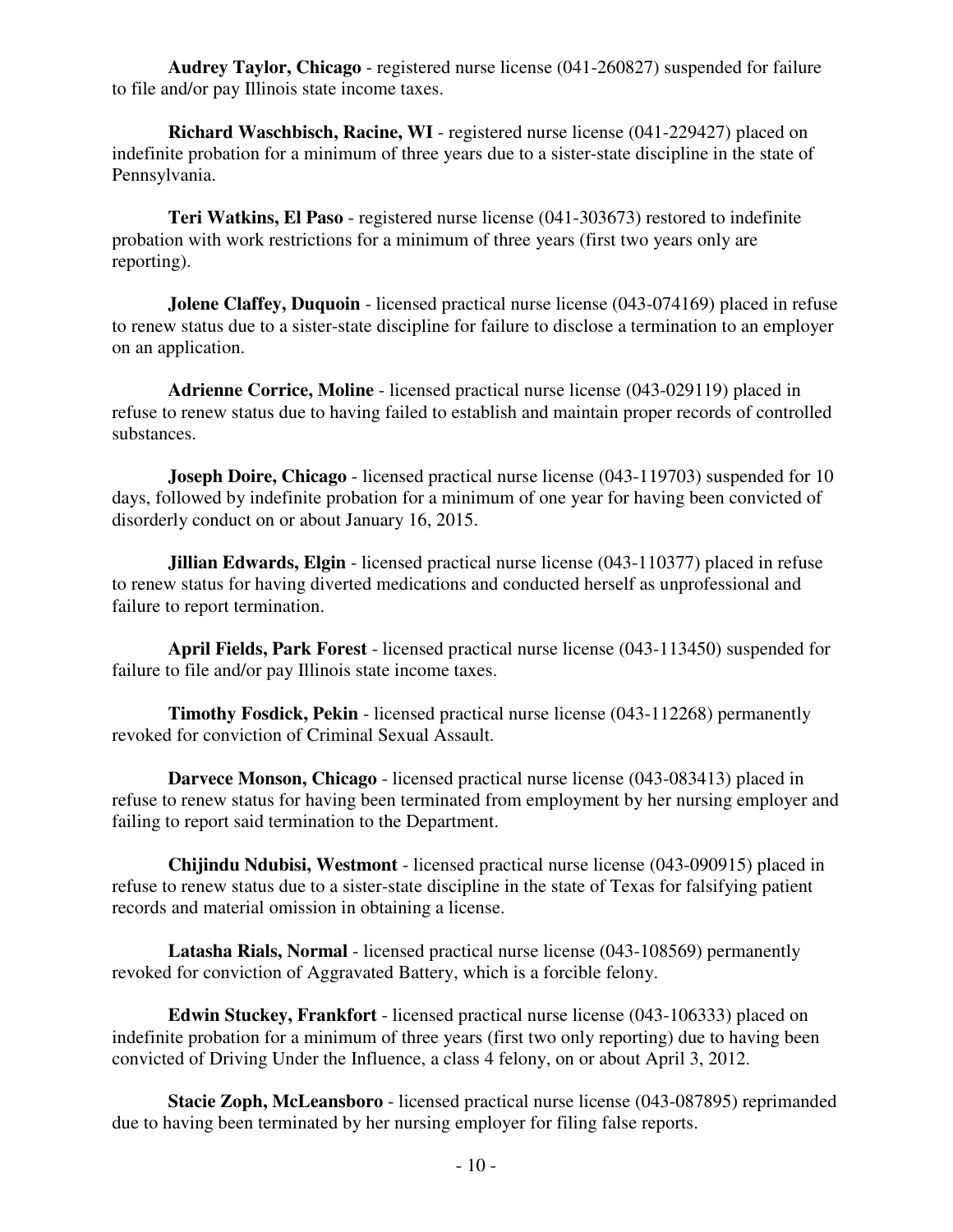**Audrey Taylor, Chicago** - registered nurse license (041-260827) suspended for failure to file and/or pay Illinois state income taxes.

**Richard Waschbisch, Racine, WI** - registered nurse license (041-229427) placed on indefinite probation for a minimum of three years due to a sister-state discipline in the state of Pennsylvania.

**Teri Watkins, El Paso** - registered nurse license (041-303673) restored to indefinite probation with work restrictions for a minimum of three years (first two years only are reporting).

**Jolene Claffey, Duquoin** - licensed practical nurse license (043-074169) placed in refuse to renew status due to a sister-state discipline for failure to disclose a termination to an employer on an application.

**Adrienne Corrice, Moline** - licensed practical nurse license (043-029119) placed in refuse to renew status due to having failed to establish and maintain proper records of controlled substances.

**Joseph Doire, Chicago** - licensed practical nurse license (043-119703) suspended for 10 days, followed by indefinite probation for a minimum of one year for having been convicted of disorderly conduct on or about January 16, 2015.

**Jillian Edwards, Elgin** - licensed practical nurse license (043-110377) placed in refuse to renew status for having diverted medications and conducted herself as unprofessional and failure to report termination.

**April Fields, Park Forest** - licensed practical nurse license (043-113450) suspended for failure to file and/or pay Illinois state income taxes.

**Timothy Fosdick, Pekin** - licensed practical nurse license (043-112268) permanently revoked for conviction of Criminal Sexual Assault.

**Darvece Monson, Chicago** - licensed practical nurse license (043-083413) placed in refuse to renew status for having been terminated from employment by her nursing employer and failing to report said termination to the Department.

**Chijindu Ndubisi, Westmont** - licensed practical nurse license (043-090915) placed in refuse to renew status due to a sister-state discipline in the state of Texas for falsifying patient records and material omission in obtaining a license.

**Latasha Rials, Normal** - licensed practical nurse license (043-108569) permanently revoked for conviction of Aggravated Battery, which is a forcible felony.

**Edwin Stuckey, Frankfort** - licensed practical nurse license (043-106333) placed on indefinite probation for a minimum of three years (first two only reporting) due to having been convicted of Driving Under the Influence, a class 4 felony, on or about April 3, 2012.

**Stacie Zoph, McLeansboro** - licensed practical nurse license (043-087895) reprimanded due to having been terminated by her nursing employer for filing false reports.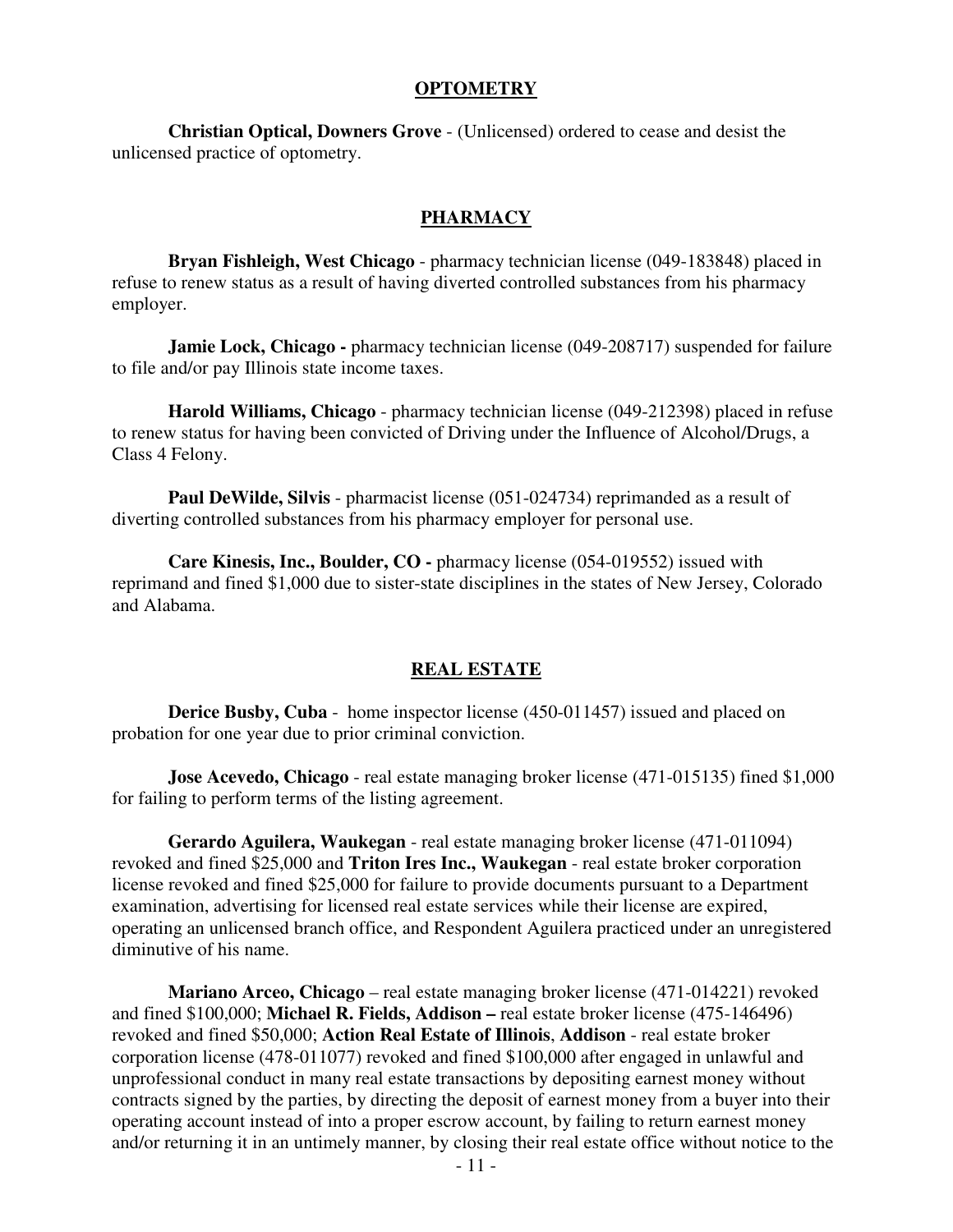## OPTOMETRY

**Christian Optical, Downers Grove** - (Unlicensed) ordered to cease and desist the unlicensed practice of optometry.

## PHARMACY

**Bryan Fishleigh, West Chicago** - pharmacy technician license (049-183848) placed in refuse to renew status as a result of having diverted controlled substances from his pharmacy employer.

**Jamie Lock, Chicago -** pharmacy technician license (049-208717) suspended for failure to file and/or pay Illinois state income taxes.

**Harold Williams, Chicago** - pharmacy technician license (049-212398) placed in refuse to renew status for having been convicted of Driving under the Influence of Alcohol/Drugs, a Class 4 Felony.

**Paul DeWilde, Silvis** - pharmacist license (051-024734) reprimanded as a result of diverting controlled substances from his pharmacy employer for personal use.

**Care Kinesis, Inc., Boulder, CO -** pharmacy license (054-019552) issued with reprimand and fined $1,000 due to sister-state disciplines in the states of New Jersey, Colorado and Alabama.

## REAL ESTATE

**Derice Busby, Cuba** - home inspector license (450-011457) issued and placed on probation for one year due to prior criminal conviction.

**Jose Acevedo, Chicago** - real estate managing broker license (471-015135) fined $1,000 for failing to perform terms of the listing agreement.

**Gerardo Aguilera, Waukegan** - real estate managing broker license (471-011094) revoked and fined $25,000 and **Triton Ires Inc., Waukegan** - real estate broker corporation license revoked and fined $25,000 for failure to provide documents pursuant to a Department examination, advertising for licensed real estate services while their license are expired, operating an unlicensed branch office, and Respondent Aguilera practiced under an unregistered diminutive of his name.

**Mariano Arceo, Chicago** – real estate managing broker license (471-014221) revoked and fined $100,000; **Michael R. Fields, Addison –** real estate broker license (475-146496) revoked and fined $50,000; **Action Real Estate of Illinois**, **Addison** - real estate broker corporation license (478-011077) revoked and fined $100,000 after engaged in unlawful and unprofessional conduct in many real estate transactions by depositing earnest money without contracts signed by the parties, by directing the deposit of earnest money from a buyer into their operating account instead of into a proper escrow account, by failing to return earnest money and/or returning it in an untimely manner, by closing their real estate office without notice to the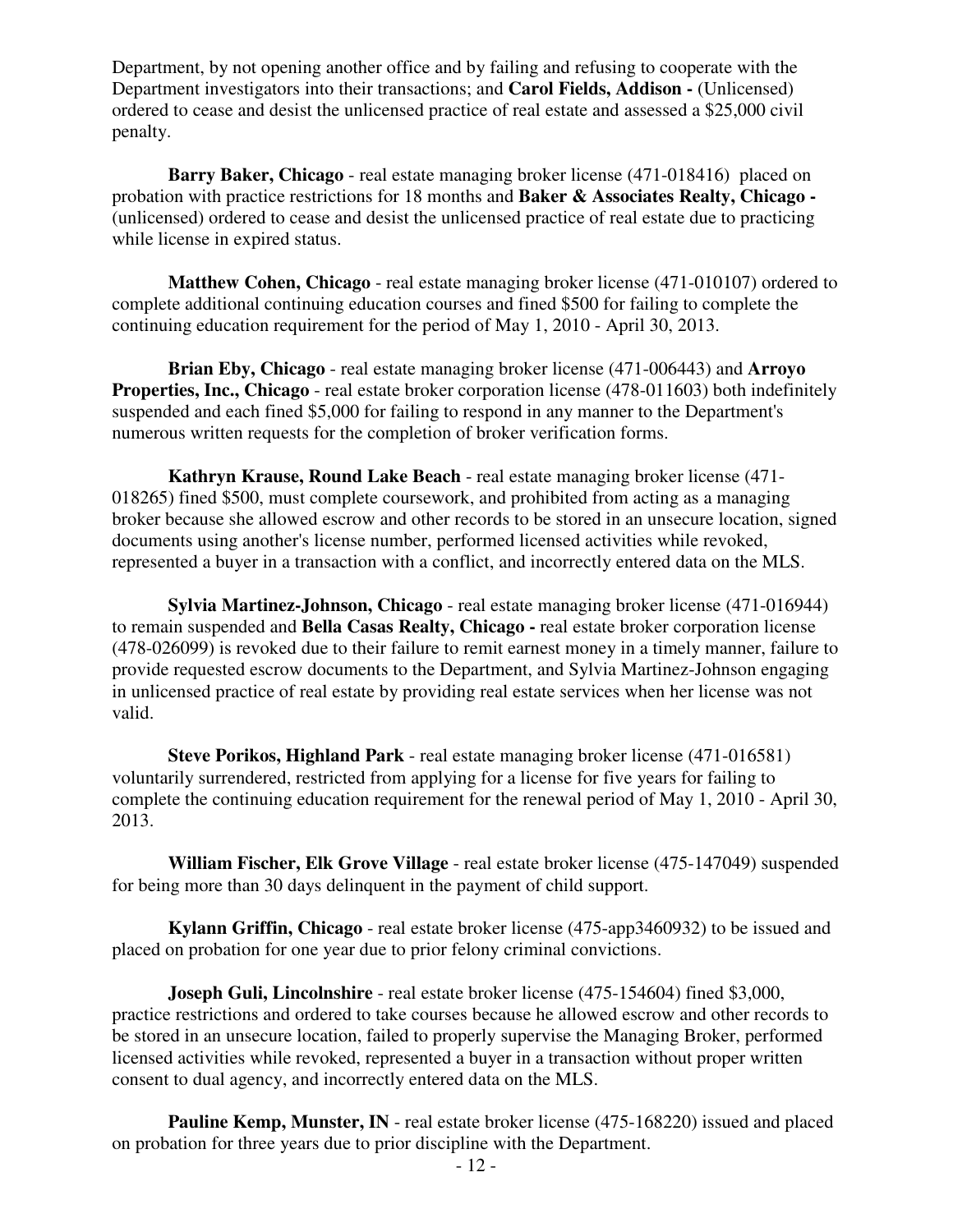Department, by not opening another office and by failing and refusing to cooperate with the Department investigators into their transactions; and **Carol Fields, Addison -** (Unlicensed) ordered to cease and desist the unlicensed practice of real estate and assessed a $25,000 civil penalty.

**Barry Baker, Chicago** - real estate managing broker license (471-018416) placed on probation with practice restrictions for 18 months and **Baker & Associates Realty, Chicago -** (unlicensed) ordered to cease and desist the unlicensed practice of real estate due to practicing while license in expired status.

**Matthew Cohen, Chicago** - real estate managing broker license (471-010107) ordered to complete additional continuing education courses and fined $500 for failing to complete the continuing education requirement for the period of May 1, 2010 - April 30, 2013.

**Brian Eby, Chicago** - real estate managing broker license (471-006443) and **Arroyo Properties, Inc., Chicago** - real estate broker corporation license (478-011603) both indefinitely suspended and each fined $5,000 for failing to respond in any manner to the Department's numerous written requests for the completion of broker verification forms.

**Kathryn Krause, Round Lake Beach** - real estate managing broker license (471-018265) fined $500, must complete coursework, and prohibited from acting as a managing broker because she allowed escrow and other records to be stored in an unsecure location, signed documents using another's license number, performed licensed activities while revoked, represented a buyer in a transaction with a conflict, and incorrectly entered data on the MLS.

**Sylvia Martinez-Johnson, Chicago** - real estate managing broker license (471-016944) to remain suspended and **Bella Casas Realty, Chicago -** real estate broker corporation license (478-026099) is revoked due to their failure to remit earnest money in a timely manner, failure to provide requested escrow documents to the Department, and Sylvia Martinez-Johnson engaging in unlicensed practice of real estate by providing real estate services when her license was not valid.

**Steve Porikos, Highland Park** - real estate managing broker license (471-016581) voluntarily surrendered, restricted from applying for a license for five years for failing to complete the continuing education requirement for the renewal period of May 1, 2010 - April 30, 2013.

**William Fischer, Elk Grove Village** - real estate broker license (475-147049) suspended for being more than 30 days delinquent in the payment of child support.

**Kylann Griffin, Chicago** - real estate broker license (475-app3460932) to be issued and placed on probation for one year due to prior felony criminal convictions.

**Joseph Guli, Lincolnshire** - real estate broker license (475-154604) fined $3,000, practice restrictions and ordered to take courses because he allowed escrow and other records to be stored in an unsecure location, failed to properly supervise the Managing Broker, performed licensed activities while revoked, represented a buyer in a transaction without proper written consent to dual agency, and incorrectly entered data on the MLS.

**Pauline Kemp, Munster, IN** - real estate broker license (475-168220) issued and placed on probation for three years due to prior discipline with the Department.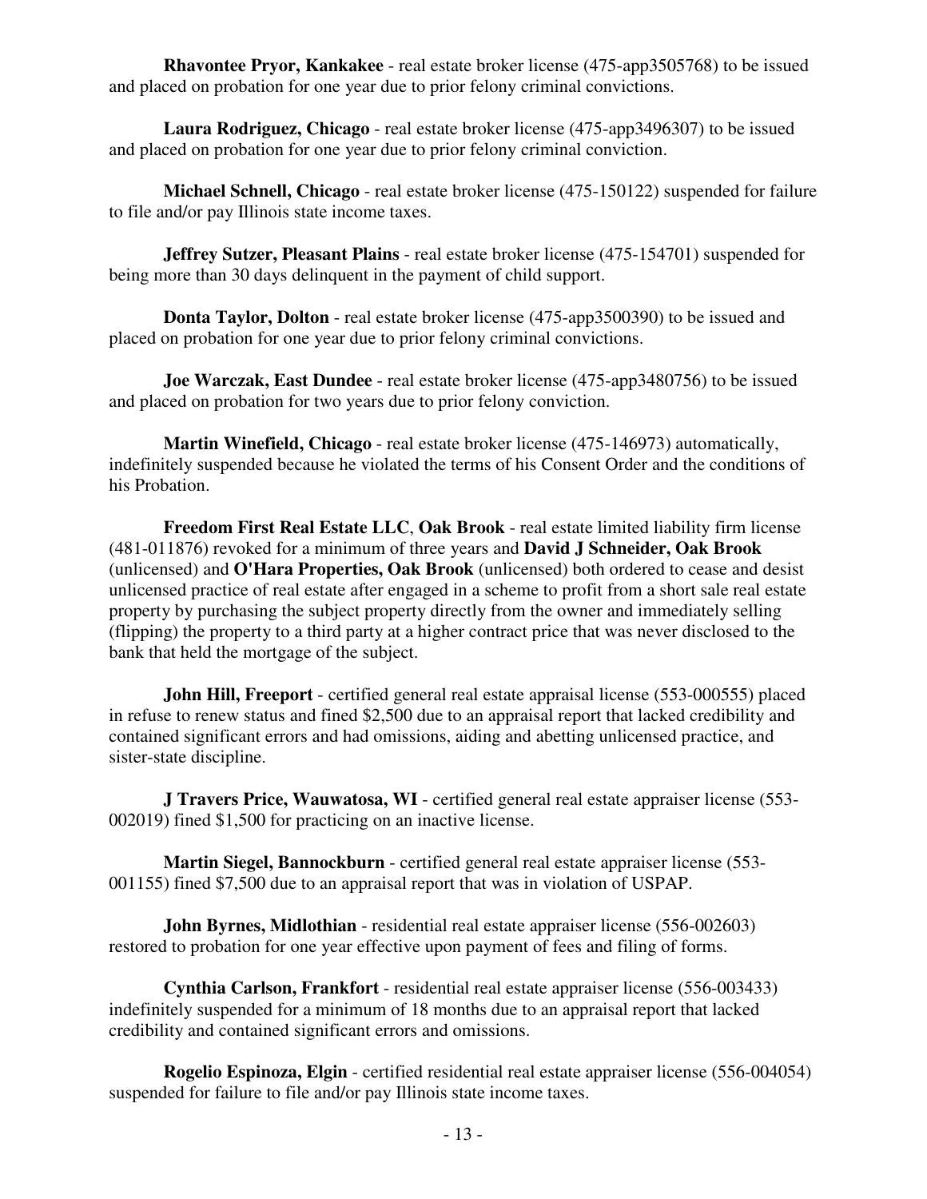**Rhavontee Pryor, Kankakee** - real estate broker license (475-app3505768) to be issued and placed on probation for one year due to prior felony criminal convictions.

**Laura Rodriguez, Chicago** - real estate broker license (475-app3496307) to be issued and placed on probation for one year due to prior felony criminal conviction.

**Michael Schnell, Chicago** - real estate broker license (475-150122) suspended for failure to file and/or pay Illinois state income taxes.

**Jeffrey Sutzer, Pleasant Plains** - real estate broker license (475-154701) suspended for being more than 30 days delinquent in the payment of child support.

**Donta Taylor, Dolton** - real estate broker license (475-app3500390) to be issued and placed on probation for one year due to prior felony criminal convictions.

**Joe Warczak, East Dundee** - real estate broker license (475-app3480756) to be issued and placed on probation for two years due to prior felony conviction.

**Martin Winefield, Chicago** - real estate broker license (475-146973) automatically, indefinitely suspended because he violated the terms of his Consent Order and the conditions of his Probation.

**Freedom First Real Estate LLC**, **Oak Brook** - real estate limited liability firm license (481-011876) revoked for a minimum of three years and **David J Schneider, Oak Brook** (unlicensed) and **O'Hara Properties, Oak Brook** (unlicensed) both ordered to cease and desist unlicensed practice of real estate after engaged in a scheme to profit from a short sale real estate property by purchasing the subject property directly from the owner and immediately selling (flipping) the property to a third party at a higher contract price that was never disclosed to the bank that held the mortgage of the subject.

**John Hill, Freeport** - certified general real estate appraisal license (553-000555) placed in refuse to renew status and fined $2,500 due to an appraisal report that lacked credibility and contained significant errors and had omissions, aiding and abetting unlicensed practice, and sister-state discipline.

**J Travers Price, Wauwatosa, WI** - certified general real estate appraiser license (553-002019) fined $1,500 for practicing on an inactive license.

**Martin Siegel, Bannockburn** - certified general real estate appraiser license (553-001155) fined $7,500 due to an appraisal report that was in violation of USPAP.

**John Byrnes, Midlothian** - residential real estate appraiser license (556-002603) restored to probation for one year effective upon payment of fees and filing of forms.

**Cynthia Carlson, Frankfort** - residential real estate appraiser license (556-003433) indefinitely suspended for a minimum of 18 months due to an appraisal report that lacked credibility and contained significant errors and omissions.

**Rogelio Espinoza, Elgin** - certified residential real estate appraiser license (556-004054) suspended for failure to file and/or pay Illinois state income taxes.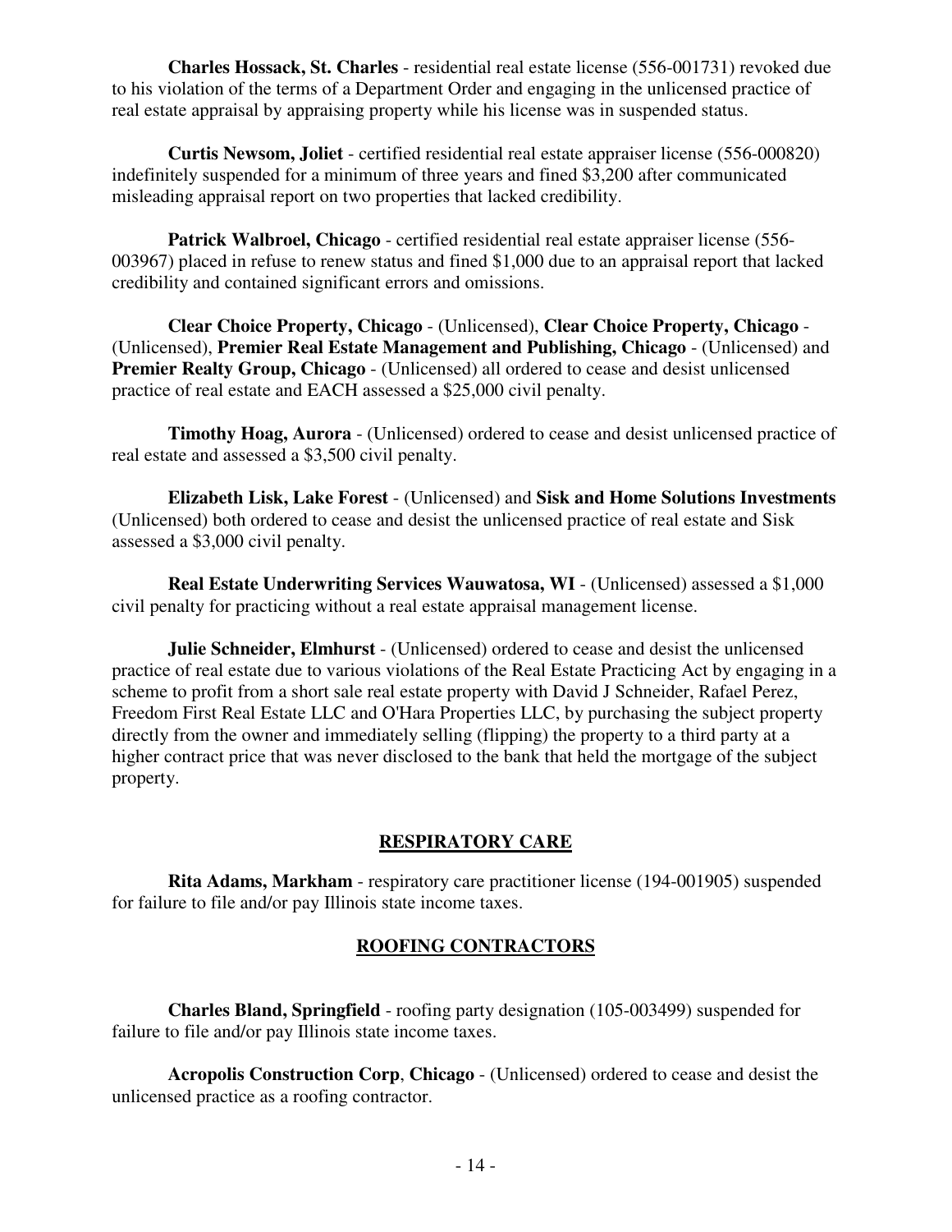**Charles Hossack, St. Charles** - residential real estate license (556-001731) revoked due to his violation of the terms of a Department Order and engaging in the unlicensed practice of real estate appraisal by appraising property while his license was in suspended status.

**Curtis Newsom, Joliet** - certified residential real estate appraiser license (556-000820) indefinitely suspended for a minimum of three years and fined $3,200 after communicated misleading appraisal report on two properties that lacked credibility.

**Patrick Walbroel, Chicago** - certified residential real estate appraiser license (556-003967) placed in refuse to renew status and fined $1,000 due to an appraisal report that lacked credibility and contained significant errors and omissions.

**Clear Choice Property, Chicago** - (Unlicensed), **Clear Choice Property, Chicago** - (Unlicensed), **Premier Real Estate Management and Publishing, Chicago** - (Unlicensed) and **Premier Realty Group, Chicago** - (Unlicensed) all ordered to cease and desist unlicensed practice of real estate and EACH assessed a $25,000 civil penalty.

**Timothy Hoag, Aurora** - (Unlicensed) ordered to cease and desist unlicensed practice of real estate and assessed a $3,500 civil penalty.

**Elizabeth Lisk, Lake Forest** - (Unlicensed) and **Sisk and Home Solutions Investments** (Unlicensed) both ordered to cease and desist the unlicensed practice of real estate and Sisk assessed a $3,000 civil penalty.

**Real Estate Underwriting Services Wauwatosa, WI** - (Unlicensed) assessed a $1,000 civil penalty for practicing without a real estate appraisal management license.

**Julie Schneider, Elmhurst** - (Unlicensed) ordered to cease and desist the unlicensed practice of real estate due to various violations of the Real Estate Practicing Act by engaging in a scheme to profit from a short sale real estate property with David J Schneider, Rafael Perez, Freedom First Real Estate LLC and O'Hara Properties LLC, by purchasing the subject property directly from the owner and immediately selling (flipping) the property to a third party at a higher contract price that was never disclosed to the bank that held the mortgage of the subject property.

## RESPIRATORY CARE

**Rita Adams, Markham** - respiratory care practitioner license (194-001905) suspended for failure to file and/or pay Illinois state income taxes.

## ROOFING CONTRACTORS

**Charles Bland, Springfield** - roofing party designation (105-003499) suspended for failure to file and/or pay Illinois state income taxes.

**Acropolis Construction Corp**, **Chicago** - (Unlicensed) ordered to cease and desist the unlicensed practice as a roofing contractor.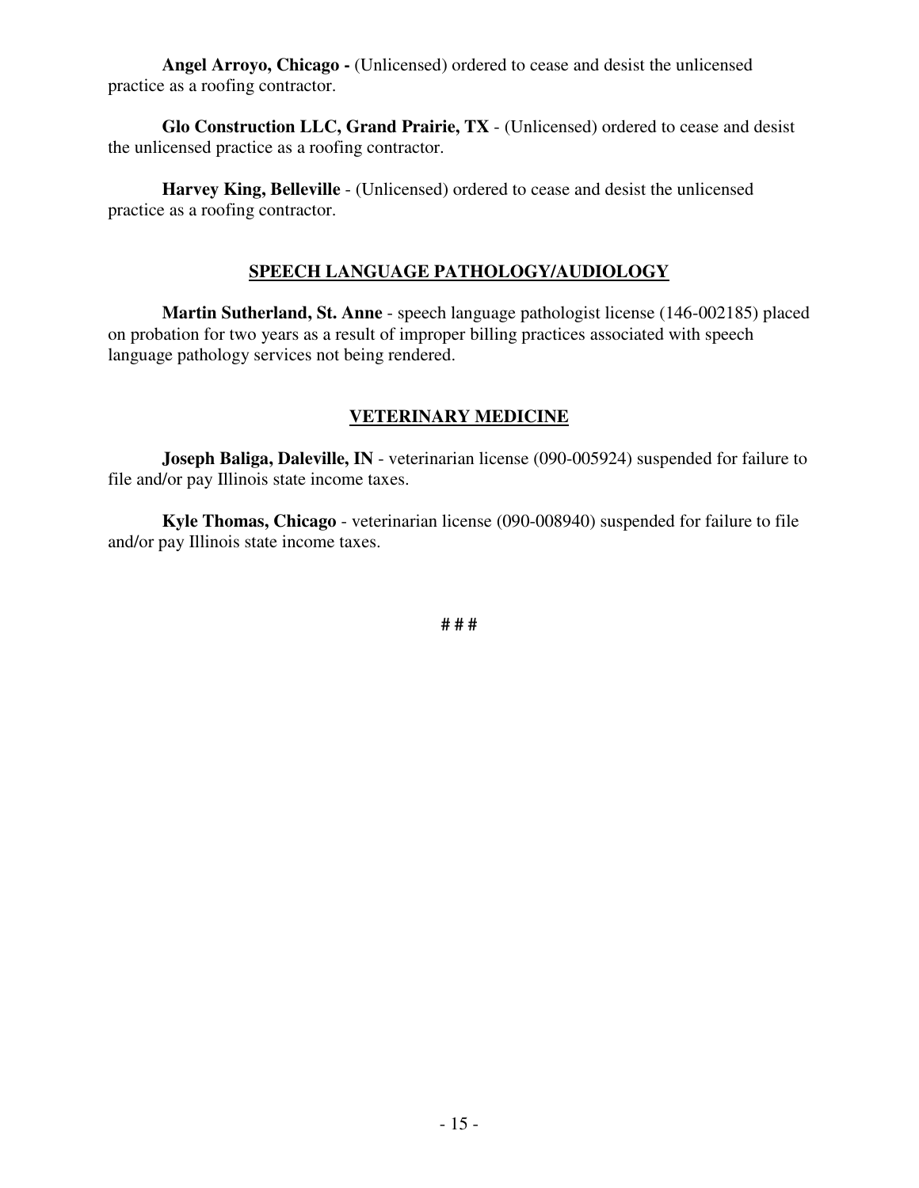**Angel Arroyo, Chicago -** (Unlicensed) ordered to cease and desist the unlicensed practice as a roofing contractor.

**Glo Construction LLC, Grand Prairie, TX** - (Unlicensed) ordered to cease and desist the unlicensed practice as a roofing contractor.

**Harvey King, Belleville** - (Unlicensed) ordered to cease and desist the unlicensed practice as a roofing contractor.

## SPEECH LANGUAGE PATHOLOGY/AUDIOLOGY

**Martin Sutherland, St. Anne** - speech language pathologist license (146-002185) placed on probation for two years as a result of improper billing practices associated with speech language pathology services not being rendered.

## VETERINARY MEDICINE

**Joseph Baliga, Daleville, IN** - veterinarian license (090-005924) suspended for failure to file and/or pay Illinois state income taxes.

**Kyle Thomas, Chicago** - veterinarian license (090-008940) suspended for failure to file and/or pay Illinois state income taxes.

# # #